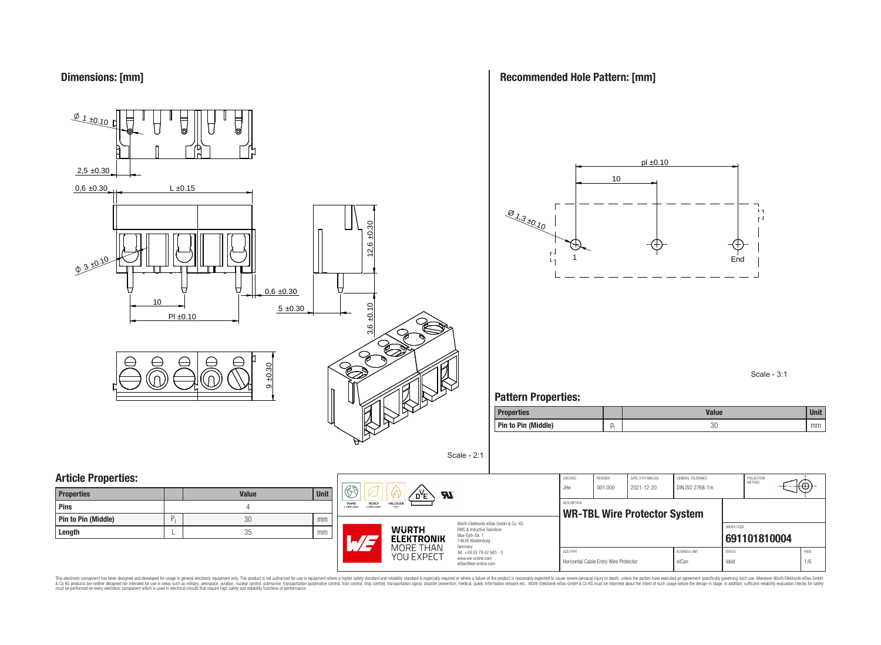## Dimensions: [mm]

Ø 1 ±0.10

2,5 ±0.30

0,6 ±0.30 L ±0.15

12,6 ±0.30

Ø 3 ±0.10

0,6 ±0.30

10

5 ±0.30

Pl ±0.10

3,6 ±0.10

9 ±0.30

Scale - 2:1

## Recommended Hole Pattern: [mm]

pl ±0.10

10

Ø 1,3 ±0.10

1

End

Scale - 3:1

## Pattern Properties:

| Properties | | Value | Unit |
|---|---|---|---|
| Pin to Pin (Middle) | $p_l$ | 30 | mm |

## Article Properties:

| Properties | | Value | Unit |
|---|---|---|---|
| Pins | | 4 | |
| Pin to Pin (Middle) | $P_l$ | 30 | mm |
| Length | L | 35 | mm |

| CHECKED | REVISION | DATE (YYYY-MM-DD) | GENERAL TOLERANCE | PROJECTION METHOD |
|---|---|---|---|---|
| JHe | 001.000 | 2021-12-20 | DIN ISO 2768-1m | |

DESCRIPTION

**WR-TBL Wire Protector System**

ORDER CODE

**691101810004**

| SIZE/TYPE | BUSINESS UNIT | STATUS | PAGE |
|---|---|---|---|
| Horizontal Cable Entry Wire Protector | eiCan | Valid | 1/6 |

Würth Elektronik eiSos GmbH & Co. KG
EMC & Inductive Solutions
Max-Eyth-Str. 1
74638 Waldenburg
Germany
Tel. +49 (0) 79 42 945 - 0
www.we-online.com
eiSos@we-online.com

WÜRTH ELEKTRONIK MORE THAN YOU EXPECT

RoHS COMPLIANT REACH COMPLIANT HALOGEN FREE

This electronic component has been designed and developed for usage in general electronic equipment only. This product is not authorized for use in equipment where a higher safety standard and reliability standard is especially required or where a failure of the product is reasonably expected to cause severe personal injury or death, unless the parties have executed an agreement specifically governing such use. Moreover Würth Elektronik eiSos GmbH & Co KG products are neither designed nor intended for use in areas such as military, aerospace, aviation, nuclear control, submarine, transportation (automotive control, train control, ship control), transportation signal, disaster prevention, medical, public information network etc.. Würth Elektronik eiSos GmbH & Co KG must be informed about the intent of such usage before the design-in stage. In addition, sufficient reliability evaluation checks for safety must be performed on every electronic component which is used in electrical circuits that require high safety and reliability functions or performance.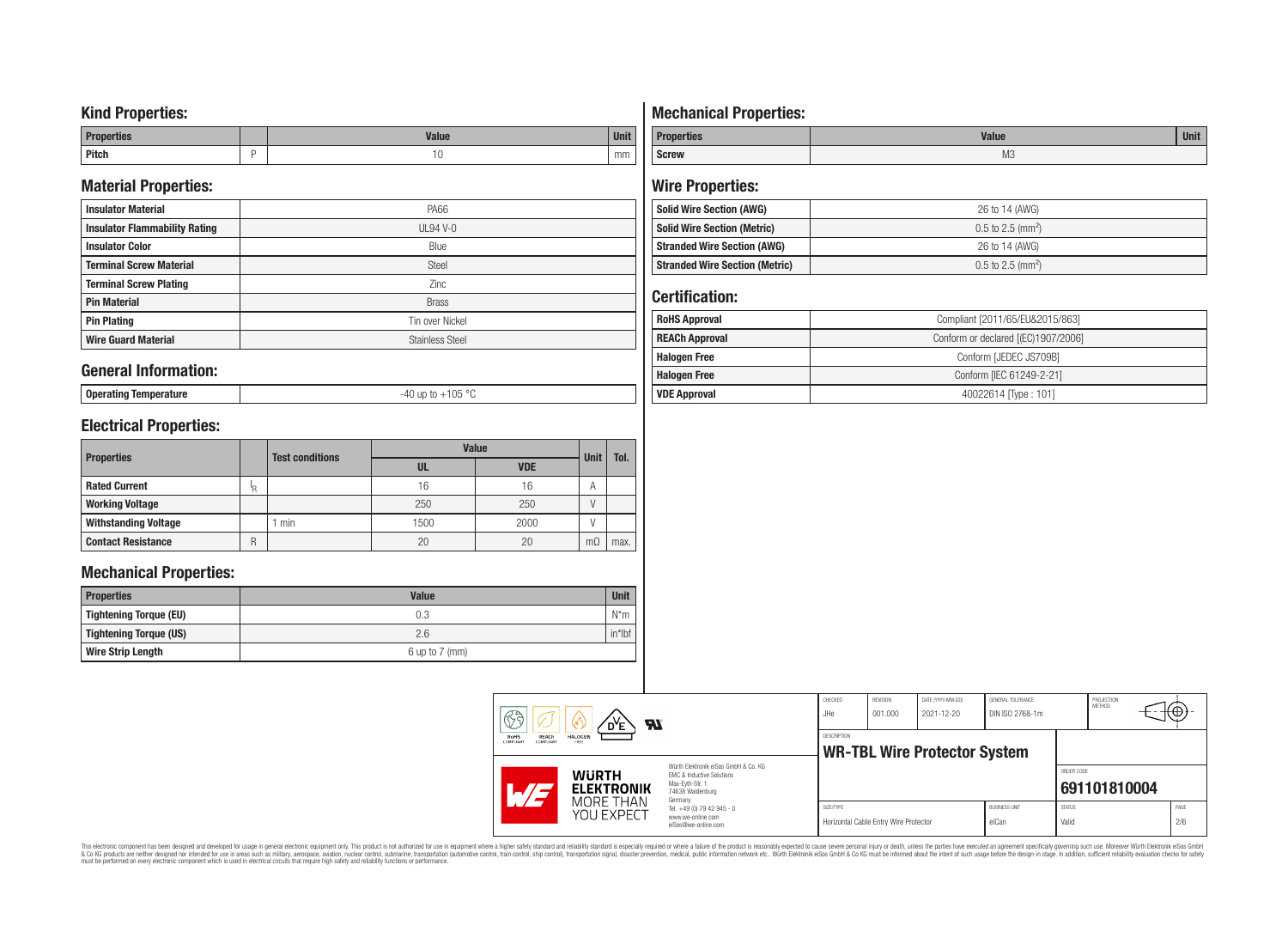## Kind Properties:

| Properties | | Value | Unit |
|---|---|---|---|
| Pitch | P | 10 | mm |

## Material Properties:

| | |
|---|---|
| Insulator Material | PA66 |
| Insulator Flammability Rating | UL94 V-0 |
| Insulator Color | Blue |
| Terminal Screw Material | Steel |
| Terminal Screw Plating | Zinc |
| Pin Material | Brass |
| Pin Plating | Tin over Nickel |
| Wire Guard Material | Stainless Steel |

## General Information:

| | |
|---|---|
| Operating Temperature | -40 up to +105 °C |

## Electrical Properties:

| Properties | | Test conditions | Value | | Unit | Tol. |
|---|---|---|---|---|---|---|
| | | | UL | VDE | | |
| Rated Current | $I_R$ | | 16 | 16 | A | |
| Working Voltage | | | 250 | 250 | V | |
| Withstanding Voltage | | 1 min | 1500 | 2000 | V | |
| Contact Resistance | R | | 20 | 20 | mΩ | max. |

## Mechanical Properties:

| Properties | Value | Unit |
|---|---|---|
| Tightening Torque (EU) | 0.3 | N*m |
| Tightening Torque (US) | 2.6 | in*lbf |
| Wire Strip Length | 6 up to 7 (mm) | |

## Mechanical Properties:

| Properties | Value | Unit |
|---|---|---|
| Screw | M3 | |

## Wire Properties:

| | |
|---|---|
| Solid Wire Section (AWG) | 26 to 14 (AWG) |
| Solid Wire Section (Metric) | 0.5 to 2.5 (mm$^2$) |
| Stranded Wire Section (AWG) | 26 to 14 (AWG) |
| Stranded Wire Section (Metric) | 0.5 to 2.5 (mm$^2$) |

## Certification:

| | |
|---|---|
| RoHS Approval | Compliant [2011/65/EU&2015/863] |
| REACh Approval | Conform or declared [(EC)1907/2006] |
| Halogen Free | Conform [JEDEC JS709B] |
| Halogen Free | Conform [IEC 61249-2-21] |
| VDE Approval | 40022614 [Type : 101] |

| CHECKED | REVISION | DATE (YYYY-MM-DD) | GENERAL TOLERANCE | PROJECTION METHOD |
|---|---|---|---|---|
| JHe | 001.000 | 2021-12-20 | DIN ISO 2768-1m | |

DESCRIPTION: **WR-TBL Wire Protector System**

ORDER CODE: **691101810004**

| SIZE/TYPE | BUSINESS UNIT | STATUS | PAGE |
|---|---|---|---|
| Horizontal Cable Entry Wire Protector | eiCan | Valid | 2/6 |

Würth Elektronik eiSos GmbH & Co. KG
EMC & Inductive Solutions
Max-Eyth-Str. 1
74638 Waldenburg
Germany
Tel. +49 (0) 79 42 945 - 0
www.we-online.com
eiSos@we-online.com

This electronic component has been designed and developed for usage in general electronic equipment only. This product is not authorized for use in equipment where a higher safety standard and reliability standard is especially required or where a failure of the product is reasonably expected to cause severe personal injury or death, unless the parties have executed an agreement specifically governing such use. Moreover Würth Elektronik eiSos GmbH & Co KG products are neither designed nor intended for use in areas such as military, aerospace, aviation, nuclear control, submarine, transportation (automotive control, train control, ship control), transportation signal, disaster prevention, medical, public information network etc.. Würth Elektronik eiSos GmbH & Co KG must be informed about the intent of such usage before the design-in stage. In addition, sufficient reliability evaluation checks for safety must be performed on every electronic component which is used in electrical circuits that require high safety and reliability functions or performance.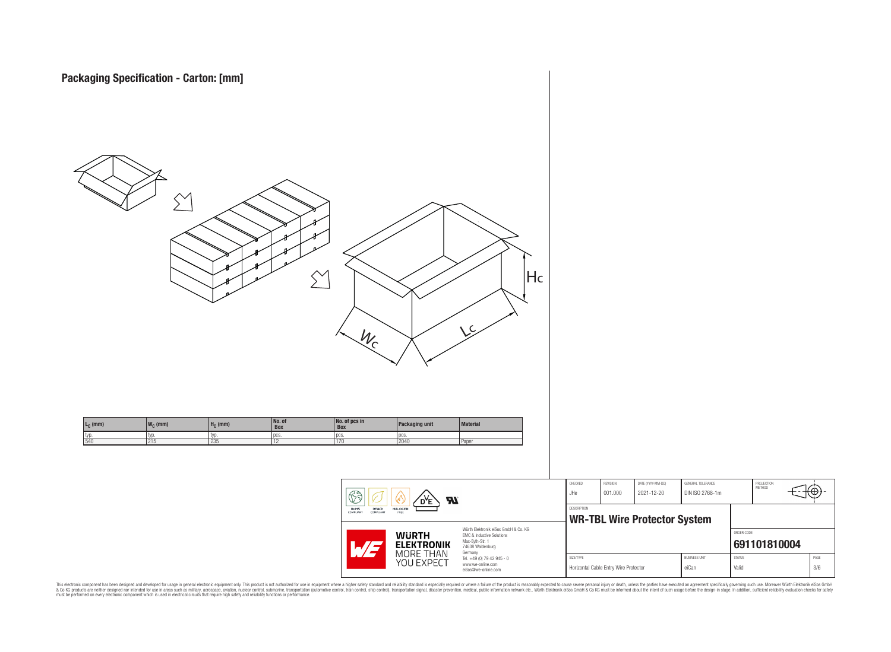# Packaging Specification - Carton: [mm]

| $L_C$ (mm) | $W_C$ (mm) | $H_C$ (mm) | No. of Box | No. of pcs in Box | Packaging unit | Material |
|---|---|---|---|---|---|---|
| typ. | typ. | typ. | pcs. | pcs. | pcs. | |
| 540 | 215 | 235 | 12 | 170 | 2040 | Paper |

| CHECKED | REVISION | DATE (YYYY-MM-DD) | GENERAL TOLERANCE | PROJECTION METHOD |
|---|---|---|---|---|
| JHe | 001.000 | 2021-12-20 | DIN ISO 2768-1m | |

DESCRIPTION

**WR-TBL Wire Protector System**

ORDER CODE

**691101810004**

| SIZE/TYPE | BUSINESS UNIT | STATUS | PAGE |
|---|---|---|---|
| Horizontal Cable Entry Wire Protector | eiCan | Valid | 3/6 |

RoHS COMPLIANT, REACh COMPLIANT, HALOGEN FREE

Würth Elektronik eiSos GmbH & Co. KG
EMC & Inductive Solutions
Max-Eyth-Str. 1
74638 Waldenburg
Germany
Tel. +49 (0) 79 42 945 - 0
www.we-online.com
eiSos@we-online.com

WÜRTH ELEKTRONIK MORE THAN YOU EXPECT

This electronic component has been designed and developed for usage in general electronic equipment only. This product is not authorized for use in equipment where a higher safety standard and reliability standard is especially required or where a failure of the product is reasonably expected to cause severe personal injury or death, unless the parties have executed an agreement specifically governing such use. Moreover Würth Elektronik eiSos GmbH & Co KG products are neither designed nor intended for use in areas such as military, aerospace, aviation, nuclear control, submarine, transportation (automotive control, train control, ship control), transportation signal, disaster prevention, medical, public information network etc.. Würth Elektronik eiSos GmbH & Co KG must be informed about the intent of such usage before the design-in stage. In addition, sufficient reliability evaluation checks for safety must be performed on every electronic component which is used in electrical circuits that require high safety and reliability functions or performance.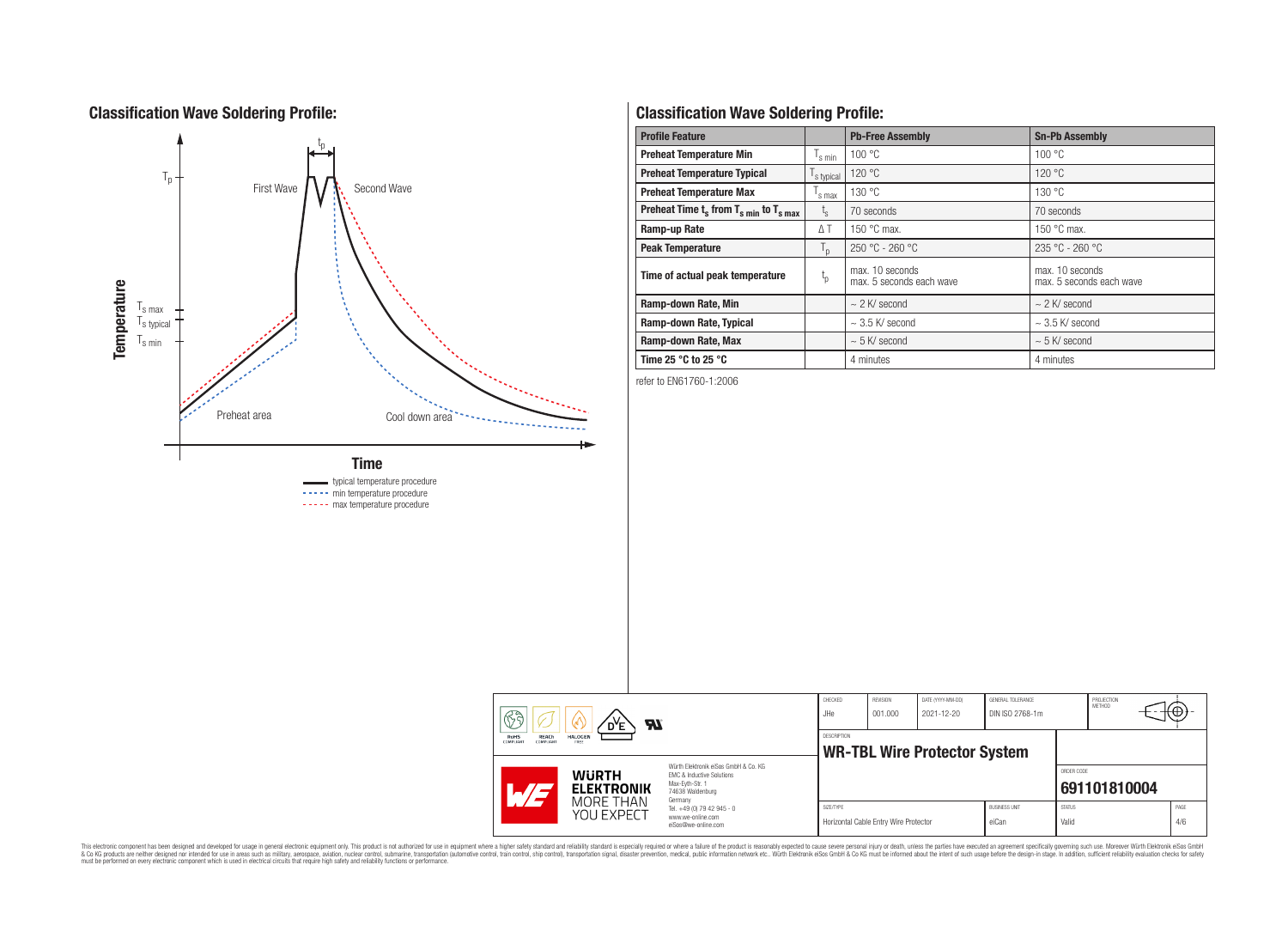## Classification Wave Soldering Profile:

Temperature

$T_p$

$t_p$

First Wave

Second Wave

$T_{s\ max}$

$T_{s\ typical}$

$T_{s\ min}$

Preheat area

Cool down area

Time

typical temperature procedure
min temperature procedure
max temperature procedure

## Classification Wave Soldering Profile:

| Profile Feature | | Pb-Free Assembly | Sn-Pb Assembly |
|---|---|---|---|
| Preheat Temperature Min | $T_{s\ min}$ | 100 °C | 100 °C |
| Preheat Temperature Typical | $T_{s\ typical}$ | 120 °C | 120 °C |
| Preheat Temperature Max | $T_{s\ max}$ | 130 °C | 130 °C |
| Preheat Time $t_s$ from $T_{s\ min}$ to $T_{s\ max}$ | $t_s$ | 70 seconds | 70 seconds |
| Ramp-up Rate | ΔT | 150 °C max. | 150 °C max. |
| Peak Temperature | $T_p$ | 250 °C - 260 °C | 235 °C - 260 °C |
| Time of actual peak temperature | $t_p$ | max. 10 seconds<br>max. 5 seconds each wave | max. 10 seconds<br>max. 5 seconds each wave |
| Ramp-down Rate, Min | | ~ 2 K/ second | ~ 2 K/ second |
| Ramp-down Rate, Typical | | ~ 3.5 K/ second | ~ 3.5 K/ second |
| Ramp-down Rate, Max | | ~ 5 K/ second | ~ 5 K/ second |
| Time 25 °C to 25 °C | | 4 minutes | 4 minutes |

refer to EN61760-1:2006

| CHECKED | REVISION | DATE (YYYY-MM-DD) | GENERAL TOLERANCE | PROJECTION METHOD |
|---|---|---|---|---|
| JHe | 001.000 | 2021-12-20 | DIN ISO 2768-1m | |

DESCRIPTION: **WR-TBL Wire Protector System**

ORDER CODE: **691101810004**

| SIZE/TYPE | BUSINESS UNIT | STATUS | PAGE |
|---|---|---|---|
| Horizontal Cable Entry Wire Protector | eiCan | Valid | 4/6 |

Würth Elektronik eiSos GmbH & Co. KG
EMC & Inductive Solutions
Max-Eyth-Str. 1
74638 Waldenburg
Germany
Tel. +49 (0) 79 42 945 - 0
www.we-online.com
eiSos@we-online.com

This electronic component has been designed and developed for usage in general electronic equipment only. This product is not authorized for use in equipment where a higher safety standard and reliability standard is especially required or where a failure of the product is reasonably expected to cause severe personal injury or death, unless the parties have executed an agreement specifically governing such use. Moreover Würth Elektronik eiSos GmbH & Co KG products are neither designed nor intended for use in areas such as military, aerospace, aviation, nuclear control, submarine, transportation (automotive control, train control, ship control), transportation signal, disaster prevention, medical, public information network etc.. Würth Elektronik eiSos GmbH & Co KG must be informed about the intent of such usage before the design-in stage. In addition, sufficient reliability evaluation checks for safety must be performed on every electronic component which is used in electrical circuits that require high safety and reliability functions or performance.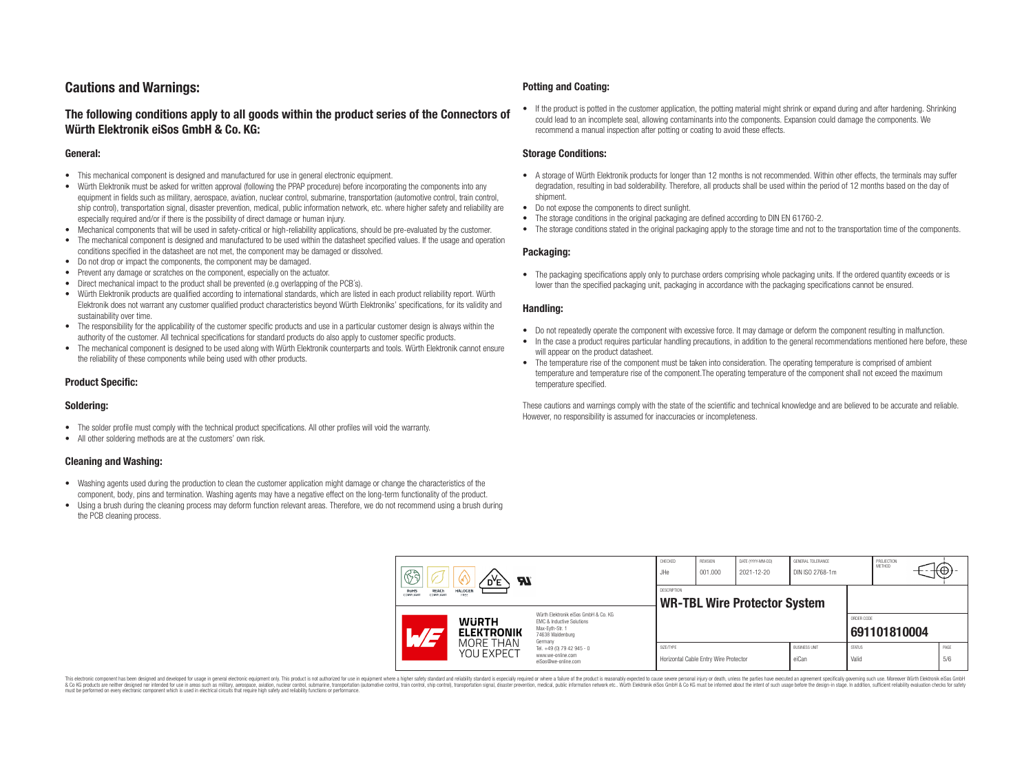# Cautions and Warnings:

## The following conditions apply to all goods within the product series of the Connectors of Würth Elektronik eiSos GmbH & Co. KG:

### General:

- This mechanical component is designed and manufactured for use in general electronic equipment.
- Würth Elektronik must be asked for written approval (following the PPAP procedure) before incorporating the components into any equipment in fields such as military, aerospace, aviation, nuclear control, submarine, transportation (automotive control, train control, ship control), transportation signal, disaster prevention, medical, public information network, etc. where higher safety and reliability are especially required and/or if there is the possibility of direct damage or human injury.
- Mechanical components that will be used in safety-critical or high-reliability applications, should be pre-evaluated by the customer.
- The mechanical component is designed and manufactured to be used within the datasheet specified values. If the usage and operation conditions specified in the datasheet are not met, the component may be damaged or dissolved.
- Do not drop or impact the components, the component may be damaged.
- Prevent any damage or scratches on the component, especially on the actuator.
- Direct mechanical impact to the product shall be prevented (e.g overlapping of the PCB´s).
- Würth Elektronik products are qualified according to international standards, which are listed in each product reliability report. Würth Elektronik does not warrant any customer qualified product characteristics beyond Würth Elektroniks' specifications, for its validity and sustainability over time.
- The responsibility for the applicability of the customer specific products and use in a particular customer design is always within the authority of the customer. All technical specifications for standard products do also apply to customer specific products.
- The mechanical component is designed to be used along with Würth Elektronik counterparts and tools. Würth Elektronik cannot ensure the reliability of these components while being used with other products.

### Product Specific:

### Soldering:

- The solder profile must comply with the technical product specifications. All other profiles will void the warranty.
- All other soldering methods are at the customers' own risk.

### Cleaning and Washing:

- Washing agents used during the production to clean the customer application might damage or change the characteristics of the component, body, pins and termination. Washing agents may have a negative effect on the long-term functionality of the product.
- Using a brush during the cleaning process may deform function relevant areas. Therefore, we do not recommend using a brush during the PCB cleaning process.

### Potting and Coating:

- If the product is potted in the customer application, the potting material might shrink or expand during and after hardening. Shrinking could lead to an incomplete seal, allowing contaminants into the components. Expansion could damage the components. We recommend a manual inspection after potting or coating to avoid these effects.

### Storage Conditions:

- A storage of Würth Elektronik products for longer than 12 months is not recommended. Within other effects, the terminals may suffer degradation, resulting in bad solderability. Therefore, all products shall be used within the period of 12 months based on the day of shipment.
- Do not expose the components to direct sunlight.
- The storage conditions in the original packaging are defined according to DIN EN 61760-2.
- The storage conditions stated in the original packaging apply to the storage time and not to the transportation time of the components.

### Packaging:

- The packaging specifications apply only to purchase orders comprising whole packaging units. If the ordered quantity exceeds or is lower than the specified packaging unit, packaging in accordance with the packaging specifications cannot be ensured.

### Handling:

- Do not repeatedly operate the component with excessive force. It may damage or deform the component resulting in malfunction.
- In the case a product requires particular handling precautions, in addition to the general recommendations mentioned here before, these will appear on the product datasheet.
- The temperature rise of the component must be taken into consideration. The operating temperature is comprised of ambient temperature and temperature rise of the component.The operating temperature of the component shall not exceed the maximum temperature specified.

These cautions and warnings comply with the state of the scientific and technical knowledge and are believed to be accurate and reliable. However, no responsibility is assumed for inaccuracies or incompleteness.

| CHECKED | REVISION | DATE (YYYY-MM-DD) | GENERAL TOLERANCE | PROJECTION METHOD |
|---|---|---|---|---|
| JHe | 001.000 | 2021-12-20 | DIN ISO 2768-1m | |

| DESCRIPTION | ORDER CODE |
|---|---|
| WR-TBL Wire Protector System | 691101810004 |

| SIZE/TYPE | BUSINESS UNIT | STATUS | PAGE |
|---|---|---|---|
| Horizontal Cable Entry Wire Protector | eiCan | Valid | 5/6 |

Würth Elektronik eiSos GmbH & Co. KG
EMC & Inductive Solutions
Max-Eyth-Str. 1
74638 Waldenburg
Germany
Tel. +49 (0) 79 42 945 - 0
www.we-online.com
eiSos@we-online.com

This electronic component has been designed and developed for usage in general electronic equipment only. This product is not authorized for use in equipment where a higher safety standard and reliability standard is especially required or where a failure of the product is reasonably expected to cause severe personal injury or death, unless the parties have executed an agreement specifically governing such use. Moreover Würth Elektronik eiSos GmbH & Co KG products are neither designed nor intended for use in areas such as military, aerospace, aviation, nuclear control, submarine, transportation (automotive control, train control, ship control), transportation signal, disaster prevention, medical, public information network etc.. Würth Elektronik eiSos GmbH & Co KG must be informed about the intent of such usage before the design-in stage. In addition, sufficient reliability evaluation checks for safety must be performed on every electronic component which is used in electrical circuits that require high safety and reliability functions or performance.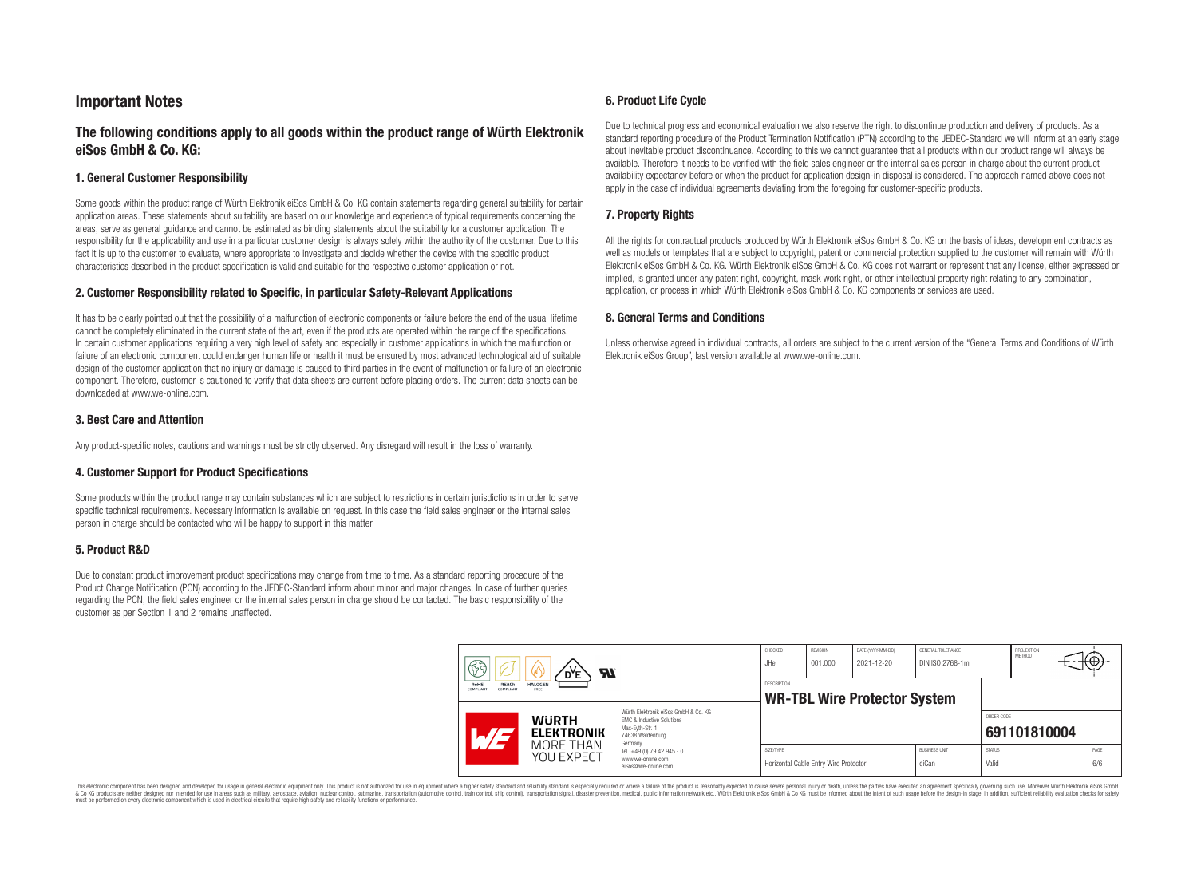# Important Notes

## The following conditions apply to all goods within the product range of Würth Elektronik eiSos GmbH & Co. KG:

### 1. General Customer Responsibility

Some goods within the product range of Würth Elektronik eiSos GmbH & Co. KG contain statements regarding general suitability for certain application areas. These statements about suitability are based on our knowledge and experience of typical requirements concerning the areas, serve as general guidance and cannot be estimated as binding statements about the suitability for a customer application. The responsibility for the applicability and use in a particular customer design is always solely within the authority of the customer. Due to this fact it is up to the customer to evaluate, where appropriate to investigate and decide whether the device with the specific product characteristics described in the product specification is valid and suitable for the respective customer application or not.

### 2. Customer Responsibility related to Specific, in particular Safety-Relevant Applications

It has to be clearly pointed out that the possibility of a malfunction of electronic components or failure before the end of the usual lifetime cannot be completely eliminated in the current state of the art, even if the products are operated within the range of the specifications. In certain customer applications requiring a very high level of safety and especially in customer applications in which the malfunction or failure of an electronic component could endanger human life or health it must be ensured by most advanced technological aid of suitable design of the customer application that no injury or damage is caused to third parties in the event of malfunction or failure of an electronic component. Therefore, customer is cautioned to verify that data sheets are current before placing orders. The current data sheets can be downloaded at www.we-online.com.

### 3. Best Care and Attention

Any product-specific notes, cautions and warnings must be strictly observed. Any disregard will result in the loss of warranty.

### 4. Customer Support for Product Specifications

Some products within the product range may contain substances which are subject to restrictions in certain jurisdictions in order to serve specific technical requirements. Necessary information is available on request. In this case the field sales engineer or the internal sales person in charge should be contacted who will be happy to support in this matter.

### 5. Product R&D

Due to constant product improvement product specifications may change from time to time. As a standard reporting procedure of the Product Change Notification (PCN) according to the JEDEC-Standard inform about minor and major changes. In case of further queries regarding the PCN, the field sales engineer or the internal sales person in charge should be contacted. The basic responsibility of the customer as per Section 1 and 2 remains unaffected.

### 6. Product Life Cycle

Due to technical progress and economical evaluation we also reserve the right to discontinue production and delivery of products. As a standard reporting procedure of the Product Termination Notification (PTN) according to the JEDEC-Standard we will inform at an early stage about inevitable product discontinuance. According to this we cannot guarantee that all products within our product range will always be available. Therefore it needs to be verified with the field sales engineer or the internal sales person in charge about the current product availability expectancy before or when the product for application design-in disposal is considered. The approach named above does not apply in the case of individual agreements deviating from the foregoing for customer-specific products.

### 7. Property Rights

All the rights for contractual products produced by Würth Elektronik eiSos GmbH & Co. KG on the basis of ideas, development contracts as well as models or templates that are subject to copyright, patent or commercial protection supplied to the customer will remain with Würth Elektronik eiSos GmbH & Co. KG. Würth Elektronik eiSos GmbH & Co. KG does not warrant or represent that any license, either expressed or implied, is granted under any patent right, copyright, mask work right, or other intellectual property right relating to any combination, application, or process in which Würth Elektronik eiSos GmbH & Co. KG components or services are used.

### 8. General Terms and Conditions

Unless otherwise agreed in individual contracts, all orders are subject to the current version of the "General Terms and Conditions of Würth Elektronik eiSos Group", last version available at www.we-online.com.

| CHECKED | REVISION | DATE (YYYY-MM-DD) | GENERAL TOLERANCE | PROJECTION METHOD |
|---|---|---|---|---|
| JHe | 001.000 | 2021-12-20 | DIN ISO 2768-1m | |

DESCRIPTION: **WR-TBL Wire Protector System**

ORDER CODE: **691101810004**

| SIZE/TYPE | BUSINESS UNIT | STATUS | PAGE |
|---|---|---|---|
| Horizontal Cable Entry Wire Protector | eiCan | Valid | 6/6 |

Würth Elektronik eiSos GmbH & Co. KG
EMC & Inductive Solutions
Max-Eyth-Str. 1
74638 Waldenburg
Germany
Tel. +49 (0) 79 42 945 - 0
www.we-online.com
eiSos@we-online.com

This electronic component has been designed and developed for usage in general electronic equipment only. This product is not authorized for use in equipment where a higher safety standard and reliability standard is especially required or where a failure of the product is reasonably expected to cause severe personal injury or death, unless the parties have executed an agreement specifically governing such use. Moreover Würth Elektronik eiSos GmbH & Co KG products are neither designed nor intended for use in areas such as military, aerospace, aviation, nuclear control, submarine, transportation (automotive control, train control, ship control), transportation signal, disaster prevention, medical, public information network etc.. Würth Elektronik eiSos GmbH & Co KG must be informed about the intent of such usage before the design-in stage. In addition, sufficient reliability evaluation checks for safety must be performed on every electronic component which is used in electrical circuits that require high safety and reliability functions or performance.